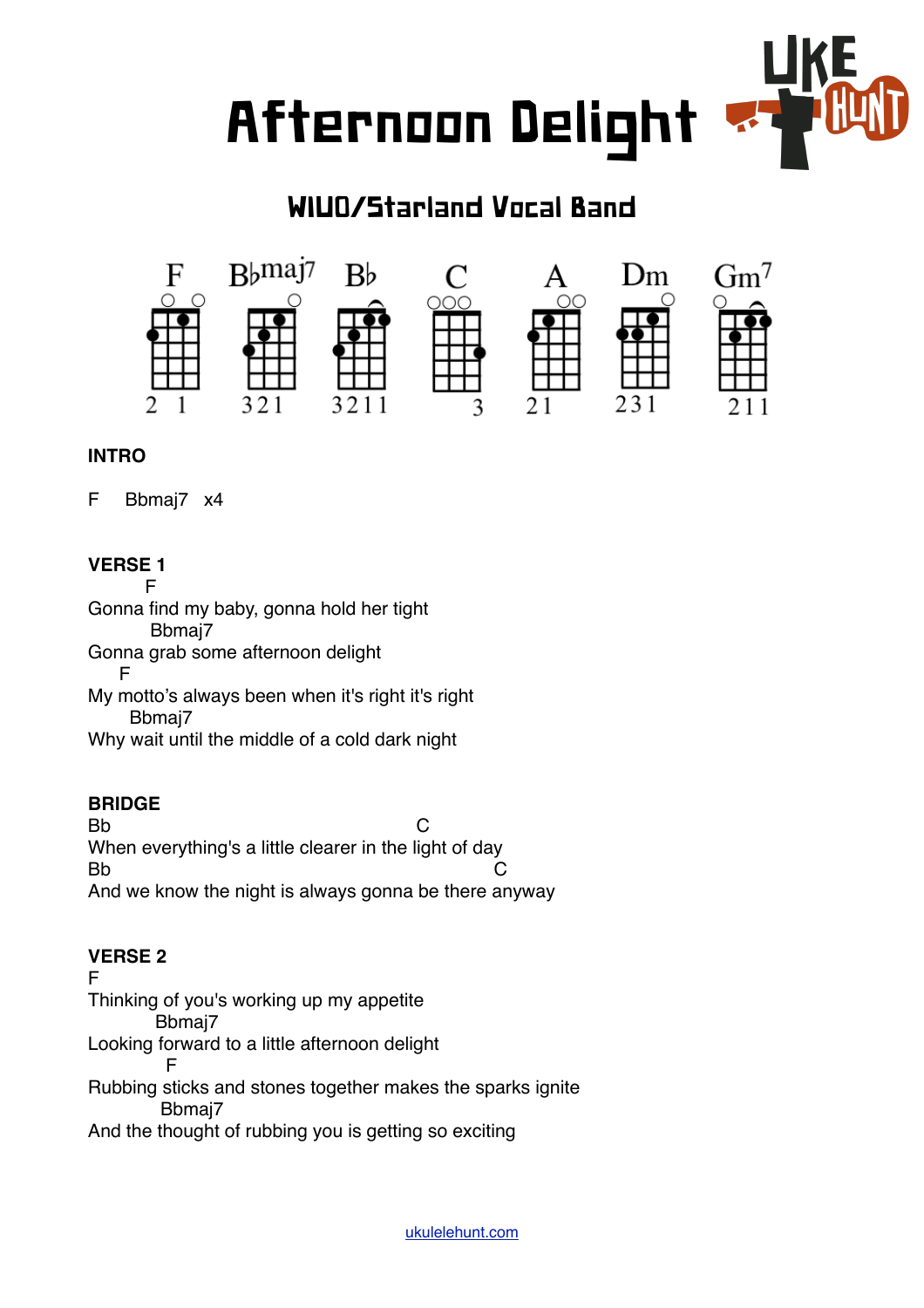# Afternoon Delight

## WIUO/Starland Vocal Band

F Bbmaj7 Bb C A Dm Gm7

2 1 &nbsp; 321 &nbsp; 3211 &nbsp; 3 &nbsp; 21 &nbsp; 231 &nbsp; 211

**INTRO**

F &nbsp;&nbsp;&nbsp; Bbmaj7 &nbsp;&nbsp; x4

**VERSE 1**

```
          F
Gonna find my baby, gonna hold her tight
           Bbmaj7
Gonna grab some afternoon delight
     F
My motto's always been when it's right it's right
       Bbmaj7
Why wait until the middle of a cold dark night
```

**BRIDGE**

```
Bb                                          C
When everything's a little clearer in the light of day
Bb                                                   C
And we know the night is always gonna be there anyway
```

**VERSE 2**

```
F
Thinking of you's working up my appetite
            Bbmaj7
Looking forward to a little afternoon delight
              F
Rubbing sticks and stones together makes the sparks ignite
             Bbmaj7
And the thought of rubbing you is getting so exciting
```

ukulelehunt.com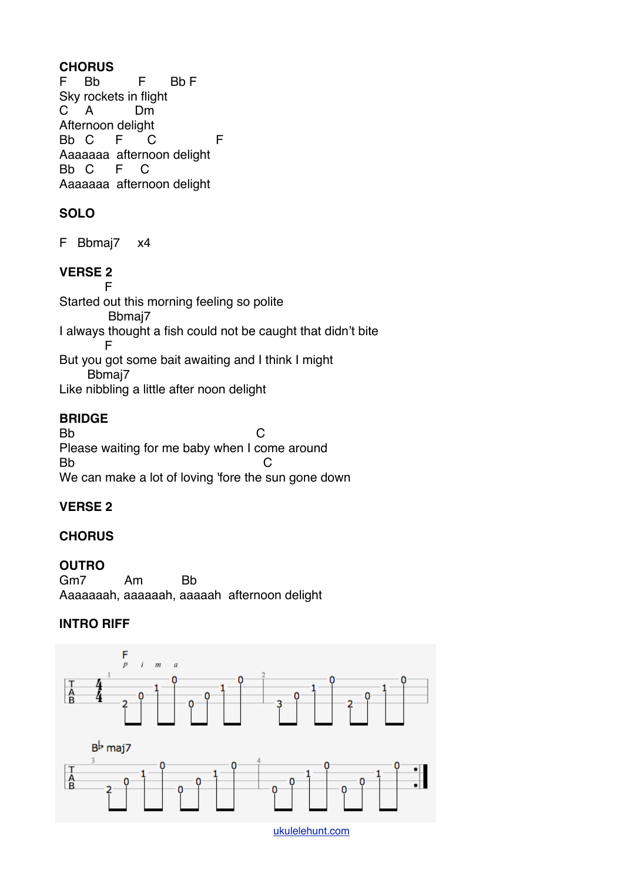**CHORUS**

```
F     Bb          F       Bb F
Sky rockets in flight
C     A           Dm
Afternoon delight
Bb   C      F       C               F
Aaaaaaa  afternoon delight
Bb   C      F     C
Aaaaaaa  afternoon delight
```

**SOLO**

F Bbmaj7 x4

**VERSE 2**

```
           F
Started out this morning feeling so polite
            Bbmaj7
I always thought a fish could not be caught that didn't bite
           F
But you got some bait awaiting and I think I might
       Bbmaj7
Like nibbling a little after noon delight
```

**BRIDGE**

```
Bb                                        C
Please waiting for me baby when I come around
Bb                                          C
We can make a lot of loving 'fore the sun gone down
```

**VERSE 2**

**CHORUS**

**OUTRO**

```
Gm7          Am          Bb
Aaaaaaah, aaaaaah, aaaaah  afternoon delight
```

**INTRO RIFF**

```
   F
   p i m a
   1                           2
T|-------0-------0|-------0-------0|
A|-----1-------1--|-----1-------1--|
B|---0-------0----|---0-------0----|
 |-2-------0------|-3-------2------|

   Bb maj7
   3                           4
T|-------0-------0|-------0-------0-||
A|-----1-------1--|-----1-------1---||
B|---0-------0----|---0-------0-----||
 |-2-------0------|-0-------0-------||
```

ukulelehunt.com